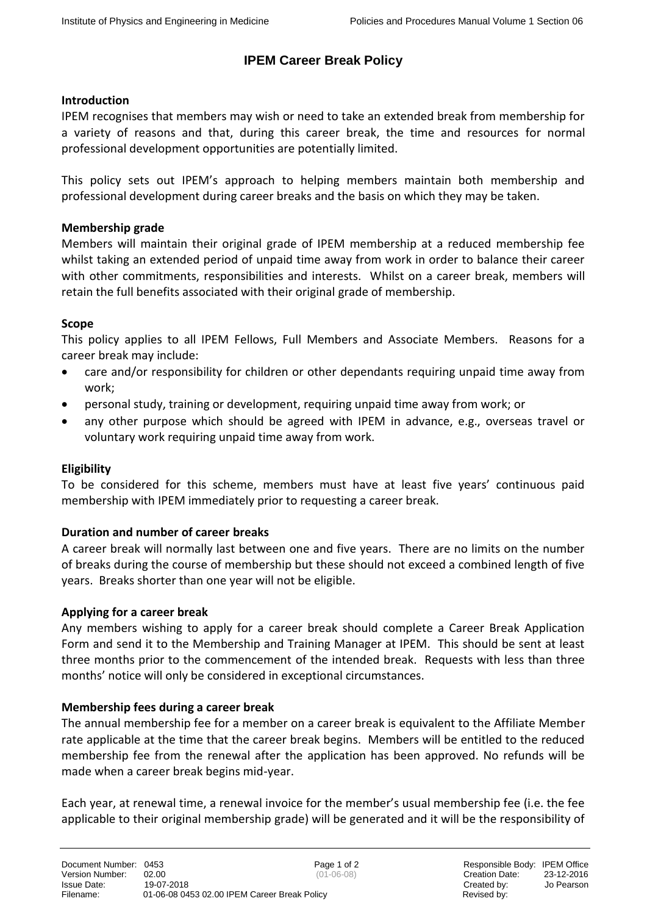# IPEM Career Break Policy

**Introduction**

IPEM recognises that members may wish or need to take an extended break from membership for a variety of reasons and that, during this career break, the time and resources for normal professional development opportunities are potentially limited.

This policy sets out IPEM's approach to helping members maintain both membership and professional development during career breaks and the basis on which they may be taken.

**Membership grade**

Members will maintain their original grade of IPEM membership at a reduced membership fee whilst taking an extended period of unpaid time away from work in order to balance their career with other commitments, responsibilities and interests. Whilst on a career break, members will retain the full benefits associated with their original grade of membership.

**Scope**

This policy applies to all IPEM Fellows, Full Members and Associate Members. Reasons for a career break may include:

- care and/or responsibility for children or other dependants requiring unpaid time away from work;
- personal study, training or development, requiring unpaid time away from work; or
- any other purpose which should be agreed with IPEM in advance, e.g., overseas travel or voluntary work requiring unpaid time away from work.

**Eligibility**

To be considered for this scheme, members must have at least five years' continuous paid membership with IPEM immediately prior to requesting a career break.

**Duration and number of career breaks**

A career break will normally last between one and five years. There are no limits on the number of breaks during the course of membership but these should not exceed a combined length of five years. Breaks shorter than one year will not be eligible.

**Applying for a career break**

Any members wishing to apply for a career break should complete a Career Break Application Form and send it to the Membership and Training Manager at IPEM. This should be sent at least three months prior to the commencement of the intended break. Requests with less than three months' notice will only be considered in exceptional circumstances.

**Membership fees during a career break**

The annual membership fee for a member on a career break is equivalent to the Affiliate Member rate applicable at the time that the career break begins. Members will be entitled to the reduced membership fee from the renewal after the application has been approved. No refunds will be made when a career break begins mid-year.

Each year, at renewal time, a renewal invoice for the member's usual membership fee (i.e. the fee applicable to their original membership grade) will be generated and it will be the responsibility of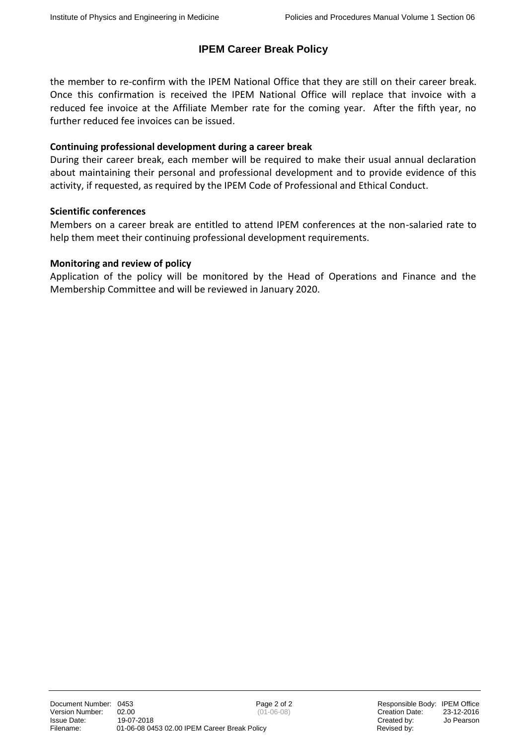the member to re-confirm with the IPEM National Office that they are still on their career break. Once this confirmation is received the IPEM National Office will replace that invoice with a reduced fee invoice at the Affiliate Member rate for the coming year. After the fifth year, no further reduced fee invoices can be issued.

**Continuing professional development during a career break**

During their career break, each member will be required to make their usual annual declaration about maintaining their personal and professional development and to provide evidence of this activity, if requested, as required by the IPEM Code of Professional and Ethical Conduct.

**Scientific conferences**

Members on a career break are entitled to attend IPEM conferences at the non-salaried rate to help them meet their continuing professional development requirements.

**Monitoring and review of policy**

Application of the policy will be monitored by the Head of Operations and Finance and the Membership Committee and will be reviewed in January 2020.